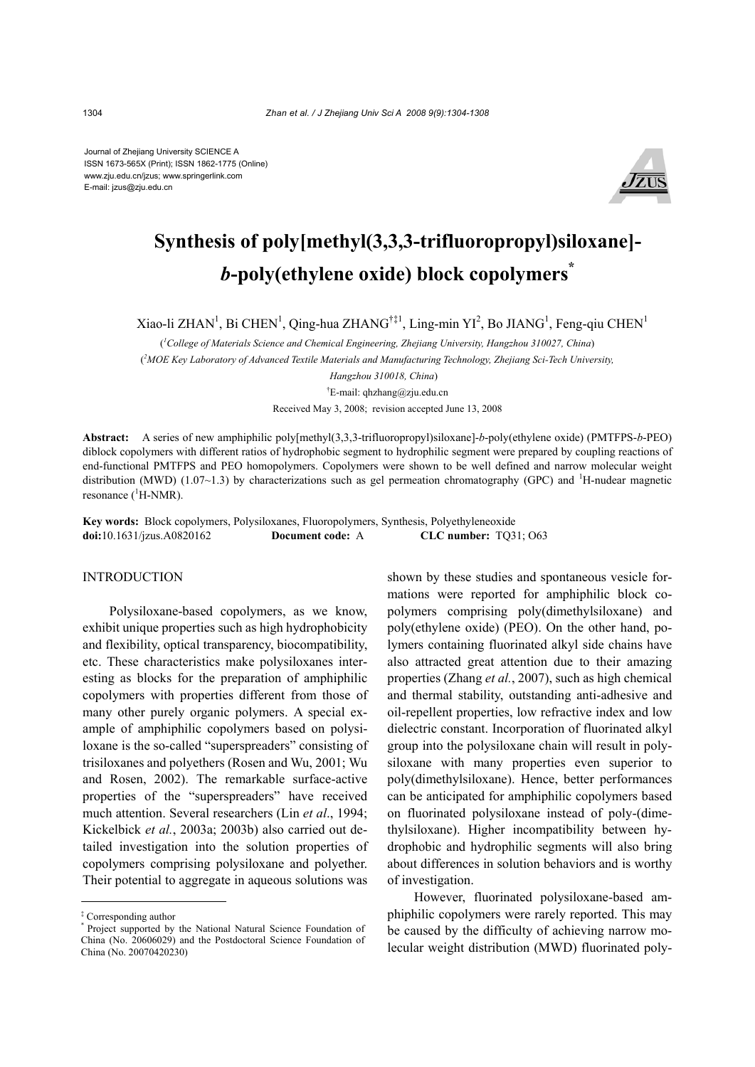Journal of Zhejiang University SCIENCE A
ISSN 1673-565X (Print); ISSN 1862-1775 (Online)
www.zju.edu.cn/jzus; www.springerlink.com
E-mail: jzus@zju.edu.cn

# Synthesis of poly[methyl(3,3,3-trifluoropropyl)siloxane]-*b*-poly(ethylene oxide) block copolymers*

Xiao-li ZHAN[1], Bi CHEN[1], Qing-hua ZHANG[†‡1], Ling-min YI[2], Bo JIANG[1], Feng-qiu CHEN[1]

([1]*College of Materials Science and Chemical Engineering, Zhejiang University, Hangzhou 310027, China*)

([2]*MOE Key Laboratory of Advanced Textile Materials and Manufacturing Technology, Zhejiang Sci-Tech University, Hangzhou 310018, China*)

[†]E-mail: qhzhang@zju.edu.cn

Received May 3, 2008; revision accepted June 13, 2008

**Abstract:** A series of new amphiphilic poly[methyl(3,3,3-trifluoropropyl)siloxane]-*b*-poly(ethylene oxide) (PMTFPS-*b*-PEO) diblock copolymers with different ratios of hydrophobic segment to hydrophilic segment were prepared by coupling reactions of end-functional PMTFPS and PEO homopolymers. Copolymers were shown to be well defined and narrow molecular weight distribution (MWD) (1.07~1.3) by characterizations such as gel permeation chromatography (GPC) and $^1$H-nudear magnetic resonance ($^1$H-NMR).

**Key words:** Block copolymers, Polysiloxanes, Fluoropolymers, Synthesis, Polyethyleneoxide
**doi:**10.1631/jzus.A0820162 **Document code:** A **CLC number:** TQ31; O63

## INTRODUCTION

Polysiloxane-based copolymers, as we know, exhibit unique properties such as high hydrophobicity and flexibility, optical transparency, biocompatibility, etc. These characteristics make polysiloxanes interesting as blocks for the preparation of amphiphilic copolymers with properties different from those of many other purely organic polymers. A special example of amphiphilic copolymers based on polysiloxane is the so-called "superspreaders" consisting of trisiloxanes and polyethers (Rosen and Wu, 2001; Wu and Rosen, 2002). The remarkable surface-active properties of the "superspreaders" have received much attention. Several researchers (Lin *et al*., 1994; Kickelbick *et al.*, 2003a; 2003b) also carried out detailed investigation into the solution properties of copolymers comprising polysiloxane and polyether. Their potential to aggregate in aqueous solutions was shown by these studies and spontaneous vesicle formations were reported for amphiphilic block copolymers comprising poly(dimethylsiloxane) and poly(ethylene oxide) (PEO). On the other hand, polymers containing fluorinated alkyl side chains have also attracted great attention due to their amazing properties (Zhang *et al.*, 2007), such as high chemical and thermal stability, outstanding anti-adhesive and oil-repellent properties, low refractive index and low dielectric constant. Incorporation of fluorinated alkyl group into the polysiloxane chain will result in polysiloxane with many properties even superior to poly(dimethylsiloxane). Hence, better performances can be anticipated for amphiphilic copolymers based on fluorinated polysiloxane instead of poly-(dimethylsiloxane). Higher incompatibility between hydrophobic and hydrophilic segments will also bring about differences in solution behaviors and is worthy of investigation.

However, fluorinated polysiloxane-based amphiphilic copolymers were rarely reported. This may be caused by the difficulty of achieving narrow molecular weight distribution (MWD) fluorinated poly-

---

‡ Corresponding author
\* Project supported by the National Natural Science Foundation of China (No. 20606029) and the Postdoctoral Science Foundation of China (No. 20070420230)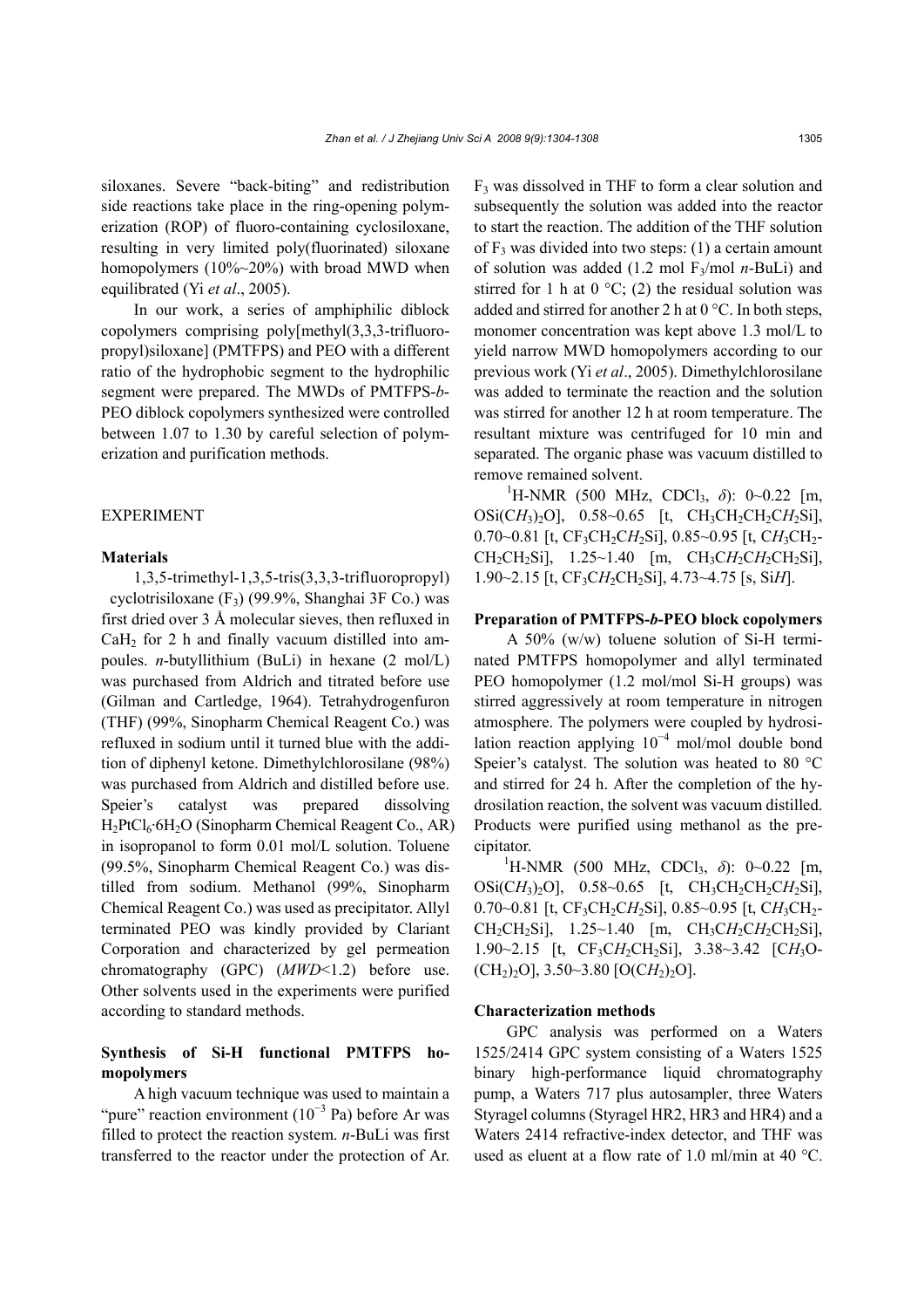siloxanes. Severe "back-biting" and redistribution side reactions take place in the ring-opening polymerization (ROP) of fluoro-containing cyclosiloxane, resulting in very limited poly(fluorinated) siloxane homopolymers (10%~20%) with broad MWD when equilibrated (Yi *et al*., 2005).

In our work, a series of amphiphilic diblock copolymers comprising poly[methyl(3,3,3-trifluoropropyl)siloxane] (PMTFPS) and PEO with a different ratio of the hydrophobic segment to the hydrophilic segment were prepared. The MWDs of PMTFPS-*b*-PEO diblock copolymers synthesized were controlled between 1.07 to 1.30 by careful selection of polymerization and purification methods.

## EXPERIMENT

### Materials

1,3,5-trimethyl-1,3,5-tris(3,3,3-trifluoropropyl) cyclotrisiloxane ($F_3$) (99.9%, Shanghai 3F Co.) was first dried over 3 Å molecular sieves, then refluxed in $CaH_2$ for 2 h and finally vacuum distilled into ampoules. *n*-butyllithium (BuLi) in hexane (2 mol/L) was purchased from Aldrich and titrated before use (Gilman and Cartledge, 1964). Tetrahydrogenfuron (THF) (99%, Sinopharm Chemical Reagent Co.) was refluxed in sodium until it turned blue with the addition of diphenyl ketone. Dimethylchlorosilane (98%) was purchased from Aldrich and distilled before use. Speier's catalyst was prepared dissolving $H_2PtCl_6{\cdot}6H_2O$ (Sinopharm Chemical Reagent Co., AR) in isopropanol to form 0.01 mol/L solution. Toluene (99.5%, Sinopharm Chemical Reagent Co.) was distilled from sodium. Methanol (99%, Sinopharm Chemical Reagent Co.) was used as precipitator. Allyl terminated PEO was kindly provided by Clariant Corporation and characterized by gel permeation chromatography (GPC) (*MWD*<1.2) before use. Other solvents used in the experiments were purified according to standard methods.

### Synthesis of Si-H functional PMTFPS homopolymers

A high vacuum technique was used to maintain a "pure" reaction environment ($10^{-3}$ Pa) before Ar was filled to protect the reaction system. *n*-BuLi was first transferred to the reactor under the protection of Ar. $F_3$ was dissolved in THF to form a clear solution and subsequently the solution was added into the reactor to start the reaction. The addition of the THF solution of $F_3$ was divided into two steps: (1) a certain amount of solution was added (1.2 mol $F_3$/mol *n*-BuLi) and stirred for 1 h at 0 °C; (2) the residual solution was added and stirred for another 2 h at 0 °C. In both steps, monomer concentration was kept above 1.3 mol/L to yield narrow MWD homopolymers according to our previous work (Yi *et al*., 2005). Dimethylchlorosilane was added to terminate the reaction and the solution was stirred for another 12 h at room temperature. The resultant mixture was centrifuged for 10 min and separated. The organic phase was vacuum distilled to remove remained solvent.

$^1$H-NMR (500 MHz, $CDCl_3$, $\delta$): 0~0.22 [m, $OSi(CH_3)_2O$], 0.58~0.65 [t, $CH_3CH_2CH_2CH_2Si$], 0.70~0.81 [t, $CF_3CH_2CH_2Si$], 0.85~0.95 [t, $CH_3CH_2CH_2CH_2Si$], 1.25~1.40 [m, $CH_3CH_2CH_2CH_2Si$], 1.90~2.15 [t, $CF_3CH_2CH_2Si$], 4.73~4.75 [s, Si*H*].

### Preparation of PMTFPS-*b*-PEO block copolymers

A 50% (w/w) toluene solution of Si-H terminated PMTFPS homopolymer and allyl terminated PEO homopolymer (1.2 mol/mol Si-H groups) was stirred aggressively at room temperature in nitrogen atmosphere. The polymers were coupled by hydrosilation reaction applying $10^{-4}$ mol/mol double bond Speier's catalyst. The solution was heated to 80 °C and stirred for 24 h. After the completion of the hydrosilation reaction, the solvent was vacuum distilled. Products were purified using methanol as the precipitator.

$^1$H-NMR (500 MHz, $CDCl_3$, $\delta$): 0~0.22 [m, $OSi(CH_3)_2O$], 0.58~0.65 [t, $CH_3CH_2CH_2CH_2Si$], 0.70~0.81 [t, $CF_3CH_2CH_2Si$], 0.85~0.95 [t, $CH_3CH_2CH_2CH_2Si$], 1.25~1.40 [m, $CH_3CH_2CH_2CH_2Si$], 1.90~2.15 [t, $CF_3CH_2CH_2Si$], 3.38~3.42 [$CH_3O(CH_2)_2O$], 3.50~3.80 [$O(CH_2)_2O$].

### Characterization methods

GPC analysis was performed on a Waters 1525/2414 GPC system consisting of a Waters 1525 binary high-performance liquid chromatography pump, a Waters 717 plus autosampler, three Waters Styragel columns (Styragel HR2, HR3 and HR4) and a Waters 2414 refractive-index detector, and THF was used as eluent at a flow rate of 1.0 ml/min at 40 °C.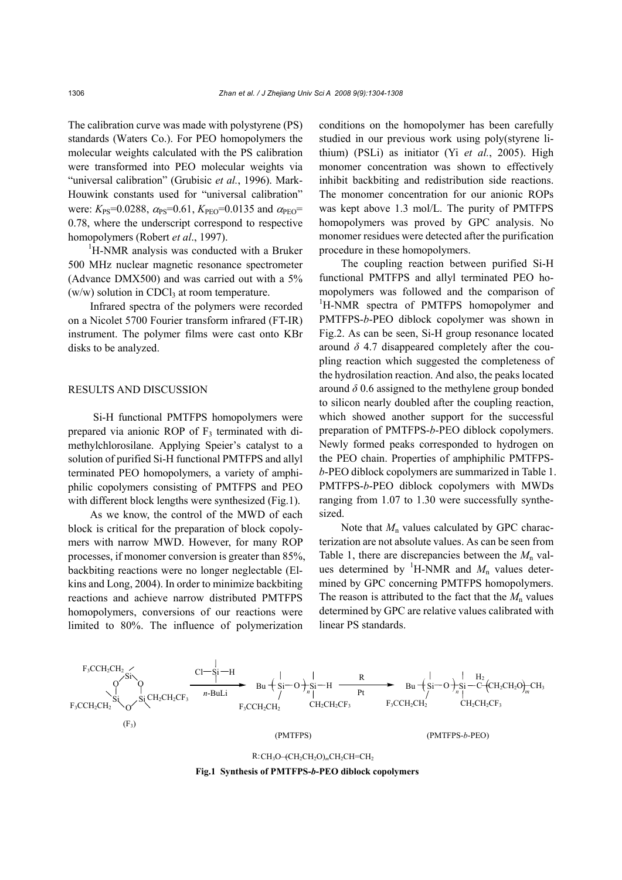The calibration curve was made with polystyrene (PS) standards (Waters Co.). For PEO homopolymers the molecular weights calculated with the PS calibration were transformed into PEO molecular weights via "universal calibration" (Grubisic *et al.*, 1996). Mark-Houwink constants used for "universal calibration" were: $K_{PS}$=0.0288, $\alpha_{PS}$=0.61, $K_{PEO}$=0.0135 and $\alpha_{PEO}$= 0.78, where the underscript correspond to respective homopolymers (Robert *et al*., 1997).

$^1$H-NMR analysis was conducted with a Bruker 500 MHz nuclear magnetic resonance spectrometer (Advance DMX500) and was carried out with a 5% (w/w) solution in $CDCl_3$ at room temperature.

Infrared spectra of the polymers were recorded on a Nicolet 5700 Fourier transform infrared (FT-IR) instrument. The polymer films were cast onto KBr disks to be analyzed.

## RESULTS AND DISCUSSION

Si-H functional PMTFPS homopolymers were prepared via anionic ROP of $F_3$ terminated with dimethylchlorosilane. Applying Speier's catalyst to a solution of purified Si-H functional PMTFPS and allyl terminated PEO homopolymers, a variety of amphiphilic copolymers consisting of PMTFPS and PEO with different block lengths were synthesized (Fig.1).

As we know, the control of the MWD of each block is critical for the preparation of block copolymers with narrow MWD. However, for many ROP processes, if monomer conversion is greater than 85%, backbiting reactions were no longer neglectable (Elkins and Long, 2004). In order to minimize backbiting reactions and achieve narrow distributed PMTFPS homopolymers, conversions of our reactions were limited to 80%. The influence of polymerization conditions on the homopolymer has been carefully studied in our previous work using poly(styrene lithium) (PSLi) as initiator (Yi *et al.*, 2005). High monomer concentration was shown to effectively inhibit backbiting and redistribution side reactions. The monomer concentration for our anionic ROPs was kept above 1.3 mol/L. The purity of PMTFPS homopolymers was proved by GPC analysis. No monomer residues were detected after the purification procedure in these homopolymers.

The coupling reaction between purified Si-H functional PMTFPS and allyl terminated PEO homopolymers was followed and the comparison of $^1$H-NMR spectra of PMTFPS homopolymer and PMTFPS-*b*-PEO diblock copolymer was shown in Fig.2. As can be seen, Si-H group resonance located around $\delta$ 4.7 disappeared completely after the coupling reaction which suggested the completeness of the hydrosilation reaction. And also, the peaks located around $\delta$ 0.6 assigned to the methylene group bonded to silicon nearly doubled after the coupling reaction, which showed another support for the successful preparation of PMTFPS-*b*-PEO diblock copolymers. Newly formed peaks corresponded to hydrogen on the PEO chain. Properties of amphiphilic PMTFPS-*b*-PEO diblock copolymers are summarized in Table 1. PMTFPS-*b*-PEO diblock copolymers with MWDs ranging from 1.07 to 1.30 were successfully synthesized.

Note that $M_n$ values calculated by GPC characterization are not absolute values. As can be seen from Table 1, there are discrepancies between the $M_n$ values determined by $^1$H-NMR and $M_n$ values determined by GPC concerning PMTFPS homopolymers. The reason is attributed to the fact that the $M_n$ values determined by GPC are relative values calibrated with linear PS standards.

R: $CH_3O-(CH_2CH_2O)_mCH_2CH=CH_2$

**Fig.1 Synthesis of PMTFPS-*b*-PEO diblock copolymers**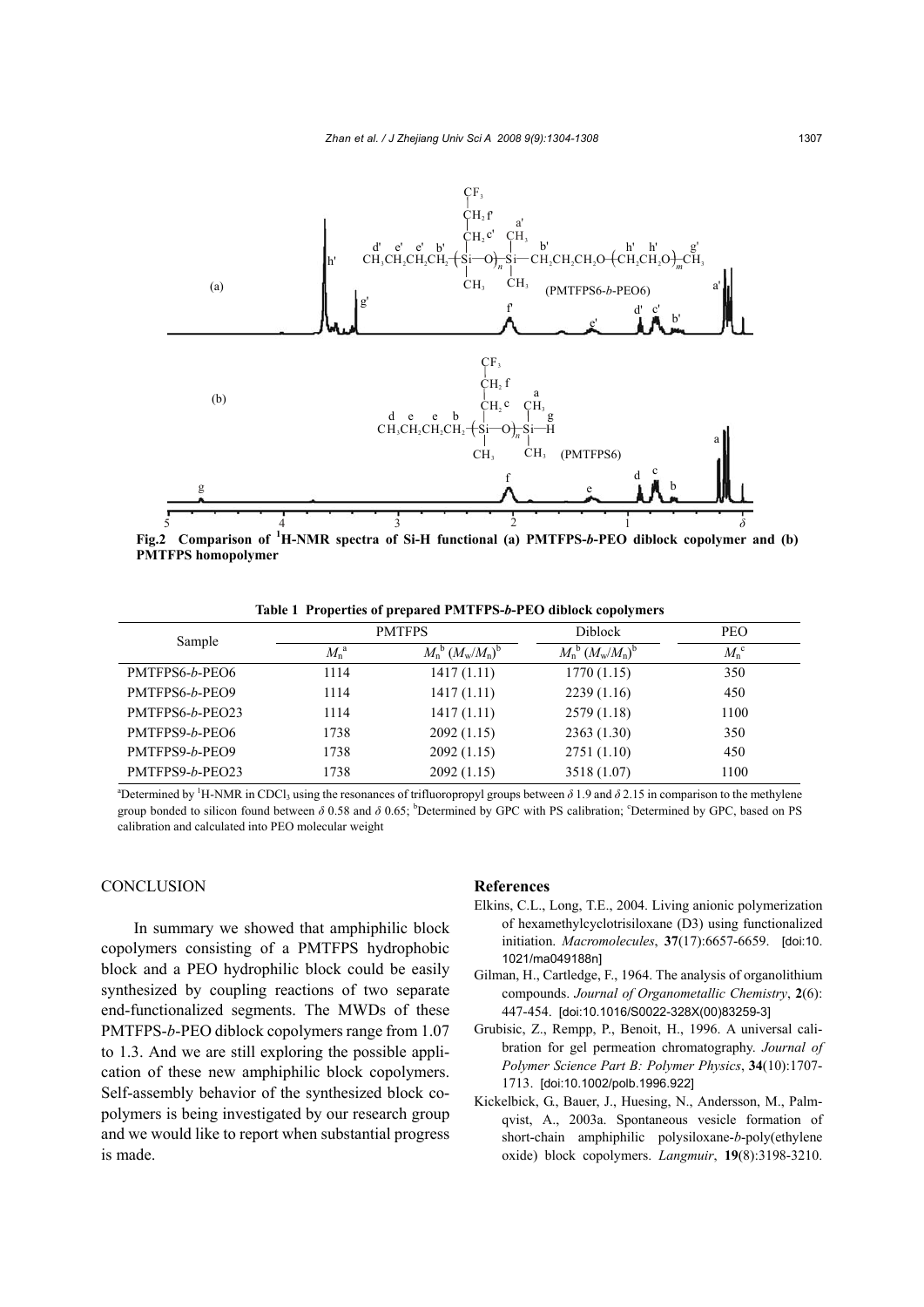Fig.2 Comparison of $^{1}$H-NMR spectra of Si-H functional (a) PMTFPS-*b*-PEO diblock copolymer and (b) PMTFPS homopolymer

**Table 1 Properties of prepared PMTFPS-*b*-PEO diblock copolymers**

| Sample | PMTFPS | | Diblock | PEO |
|---|---|---|---|---|
| | $M_n$[a] | $M_n$[b] ($M_w/M_n$)[b] | $M_n$[b] ($M_w/M_n$)[b] | $M_n$[c] |
| PMTFPS6-*b*-PEO6 | 1114 | 1417 (1.11) | 1770 (1.15) | 350 |
| PMTFPS6-*b*-PEO9 | 1114 | 1417 (1.11) | 2239 (1.16) | 450 |
| PMTFPS6-*b*-PEO23 | 1114 | 1417 (1.11) | 2579 (1.18) | 1100 |
| PMTFPS9-*b*-PEO6 | 1738 | 2092 (1.15) | 2363 (1.30) | 350 |
| PMTFPS9-*b*-PEO9 | 1738 | 2092 (1.15) | 2751 (1.10) | 450 |
| PMTFPS9-*b*-PEO23 | 1738 | 2092 (1.15) | 3518 (1.07) | 1100 |

[a]Determined by $^{1}$H-NMR in $CDCl_3$ using the resonances of trifluoropropyl groups between $\delta$ 1.9 and $\delta$ 2.15 in comparison to the methylene group bonded to silicon found between $\delta$ 0.58 and $\delta$ 0.65; [b]Determined by GPC with PS calibration; [c]Determined by GPC, based on PS calibration and calculated into PEO molecular weight

## CONCLUSION

In summary we showed that amphiphilic block copolymers consisting of a PMTFPS hydrophobic block and a PEO hydrophilic block could be easily synthesized by coupling reactions of two separate end-functionalized segments. The MWDs of these PMTFPS-*b*-PEO block copolymers range from 1.07 to 1.3. And we are still exploring the possible application of these new amphiphilic block copolymers. Self-assembly behavior of the synthesized block copolymers is being investigated by our research group and we would like to report when substantial progress is made.

## References

Elkins, C.L., Long, T.E., 2004. Living anionic polymerization of hexamethylcyclotrisiloxane (D3) using functionalized initiation. *Macromolecules*, **37**(17):6657-6659. [doi:10.1021/ma049188n]

Gilman, H., Cartledge, F., 1964. The analysis of organolithium compounds. *Journal of Organometallic Chemistry*, **2**(6):447-454. [doi:10.1016/S0022-328X(00)83259-3]

Grubisic, Z., Rempp, P., Benoit, H., 1996. A universal calibration for gel permeation chromatography. *Journal of Polymer Science Part B: Polymer Physics*, **34**(10):1707-1713. [doi:10.1002/polb.1996.922]

Kickelbick, G., Bauer, J., Huesing, N., Andersson, M., Palmqvist, A., 2003a. Spontaneous vesicle formation of short-chain amphiphilic polysiloxane-*b*-poly(ethylene oxide) block copolymers. *Langmuir*, **19**(8):3198-3210.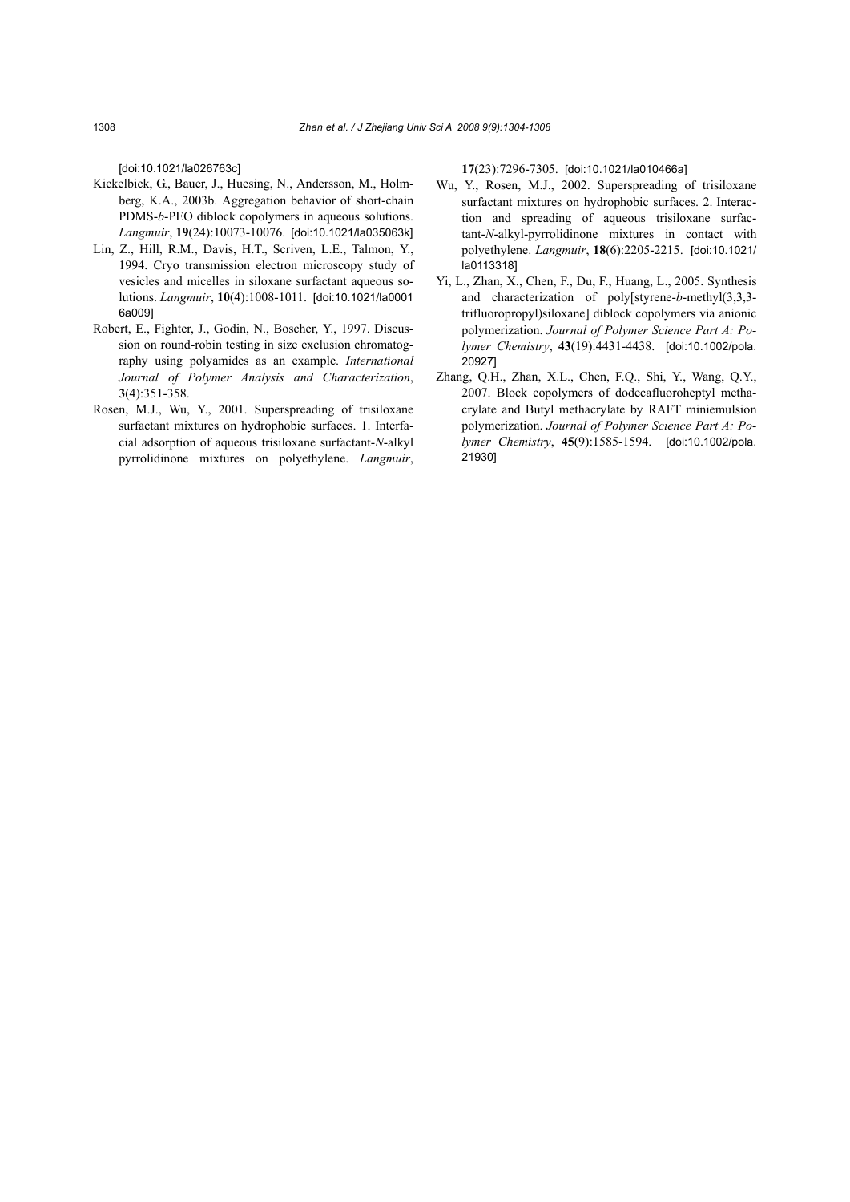[doi:10.1021/la026763c]

Kickelbick, G., Bauer, J., Huesing, N., Andersson, M., Holmberg, K.A., 2003b. Aggregation behavior of short-chain PDMS-*b*-PEO diblock copolymers in aqueous solutions. *Langmuir*, **19**(24):10073-10076. [doi:10.1021/la035063k]

Lin, Z., Hill, R.M., Davis, H.T., Scriven, L.E., Talmon, Y., 1994. Cryo transmission electron microscopy study of vesicles and micelles in siloxane surfactant aqueous solutions. *Langmuir*, **10**(4):1008-1011. [doi:10.1021/la00016a009]

Robert, E., Fighter, J., Godin, N., Boscher, Y., 1997. Discussion on round-robin testing in size exclusion chromatography using polyamides as an example. *International Journal of Polymer Analysis and Characterization*, **3**(4):351-358.

Rosen, M.J., Wu, Y., 2001. Superspreading of trisiloxane surfactant mixtures on hydrophobic surfaces. 1. Interfacial adsorption of aqueous trisiloxane surfactant-*N*-alkyl pyrrolidinone mixtures on polyethylene. *Langmuir*, **17**(23):7296-7305. [doi:10.1021/la010466a]

Wu, Y., Rosen, M.J., 2002. Superspreading of trisiloxane surfactant mixtures on hydrophobic surfaces. 2. Interaction and spreading of aqueous trisiloxane surfactant-*N*-alkyl-pyrrolidinone mixtures in contact with polyethylene. *Langmuir*, **18**(6):2205-2215. [doi:10.1021/la0113318]

Yi, L., Zhan, X., Chen, F., Du, F., Huang, L., 2005. Synthesis and characterization of poly[styrene-*b*-methyl(3,3,3-trifluoropropyl)siloxane] diblock copolymers via anionic polymerization. *Journal of Polymer Science Part A: Polymer Chemistry*, **43**(19):4431-4438. [doi:10.1002/pola.20927]

Zhang, Q.H., Zhan, X.L., Chen, F.Q., Shi, Y., Wang, Q.Y., 2007. Block copolymers of dodecafluoroheptyl methacrylate and Butyl methacrylate by RAFT miniemulsion polymerization. *Journal of Polymer Science Part A: Polymer Chemistry*, **45**(9):1585-1594. [doi:10.1002/pola.21930]